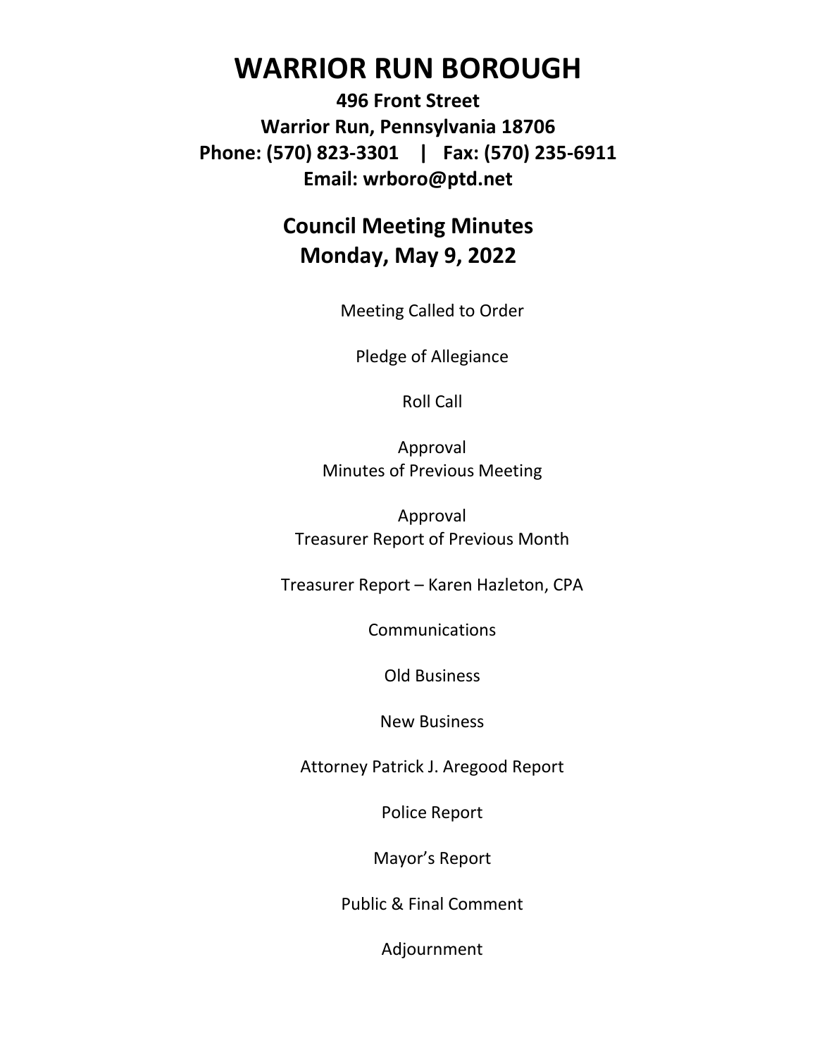# WARRIOR RUN BOROUGH

**496 Front Street**
**Warrior Run, Pennsylvania 18706**
**Phone: (570) 823-3301 | Fax: (570) 235-6911**
**Email: wrboro@ptd.net**

## Council Meeting Minutes
## Monday, May 9, 2022

Meeting Called to Order

Pledge of Allegiance

Roll Call

Approval
Minutes of Previous Meeting

Approval
Treasurer Report of Previous Month

Treasurer Report – Karen Hazleton, CPA

Communications

Old Business

New Business

Attorney Patrick J. Aregood Report

Police Report

Mayor's Report

Public & Final Comment

Adjournment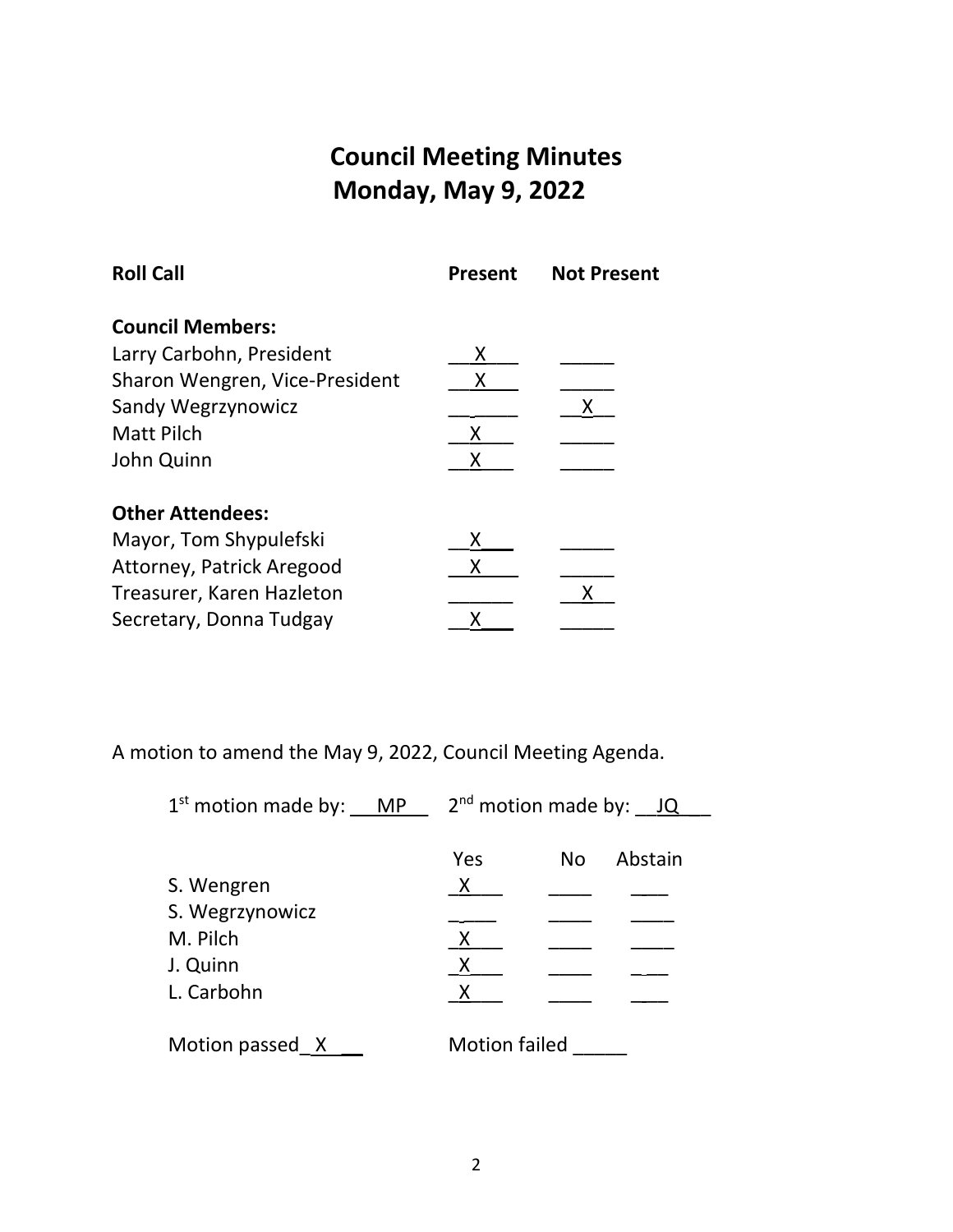# Council Meeting Minutes
## Monday, May 9, 2022

| Roll Call | Present | Not Present |
|---|---|---|
| **Council Members:** | | |
| Larry Carbohn, President | X | |
| Sharon Wengren, Vice-President | X | |
| Sandy Wegrzynowicz | | X |
| Matt Pilch | X | |
| John Quinn | X | |
| **Other Attendees:** | | |
| Mayor, Tom Shypulefski | X | |
| Attorney, Patrick Aregood | X | |
| Treasurer, Karen Hazleton | | X |
| Secretary, Donna Tudgay | X | |

A motion to amend the May 9, 2022, Council Meeting Agenda.

1st motion made by: MP    2nd motion made by: JQ

| | Yes | No | Abstain |
|---|---|---|---|
| S. Wengren | X | | |
| S. Wegrzynowicz | | | |
| M. Pilch | X | | |
| J. Quinn | X | | |
| L. Carbohn | X | | |

Motion passed X    Motion failed ____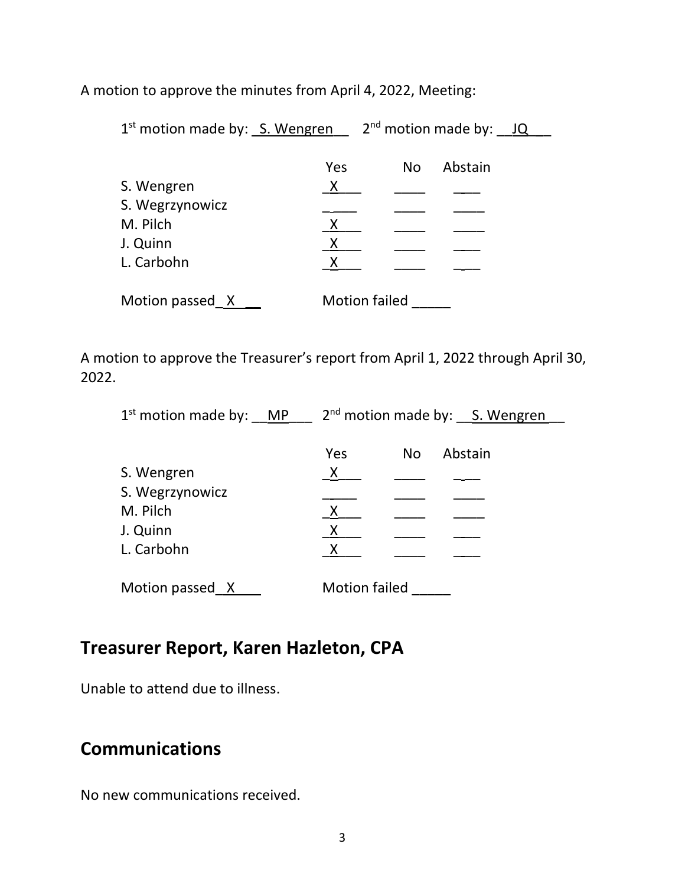A motion to approve the minutes from April 4, 2022, Meeting:

1st motion made by: S. Wengren 2nd motion made by: JQ

| | Yes | No | Abstain |
|---|---|---|---|
| S. Wengren | X | | |
| S. Wegrzynowicz | | | |
| M. Pilch | X | | |
| J. Quinn | X | | |
| L. Carbohn | X | | |

Motion passed X Motion failed ____

A motion to approve the Treasurer's report from April 1, 2022 through April 30, 2022.

1st motion made by: MP 2nd motion made by: S. Wengren

| | Yes | No | Abstain |
|---|---|---|---|
| S. Wengren | X | | |
| S. Wegrzynowicz | | | |
| M. Pilch | X | | |
| J. Quinn | X | | |
| L. Carbohn | X | | |

Motion passed X Motion failed ____

## Treasurer Report, Karen Hazleton, CPA

Unable to attend due to illness.

## Communications

No new communications received.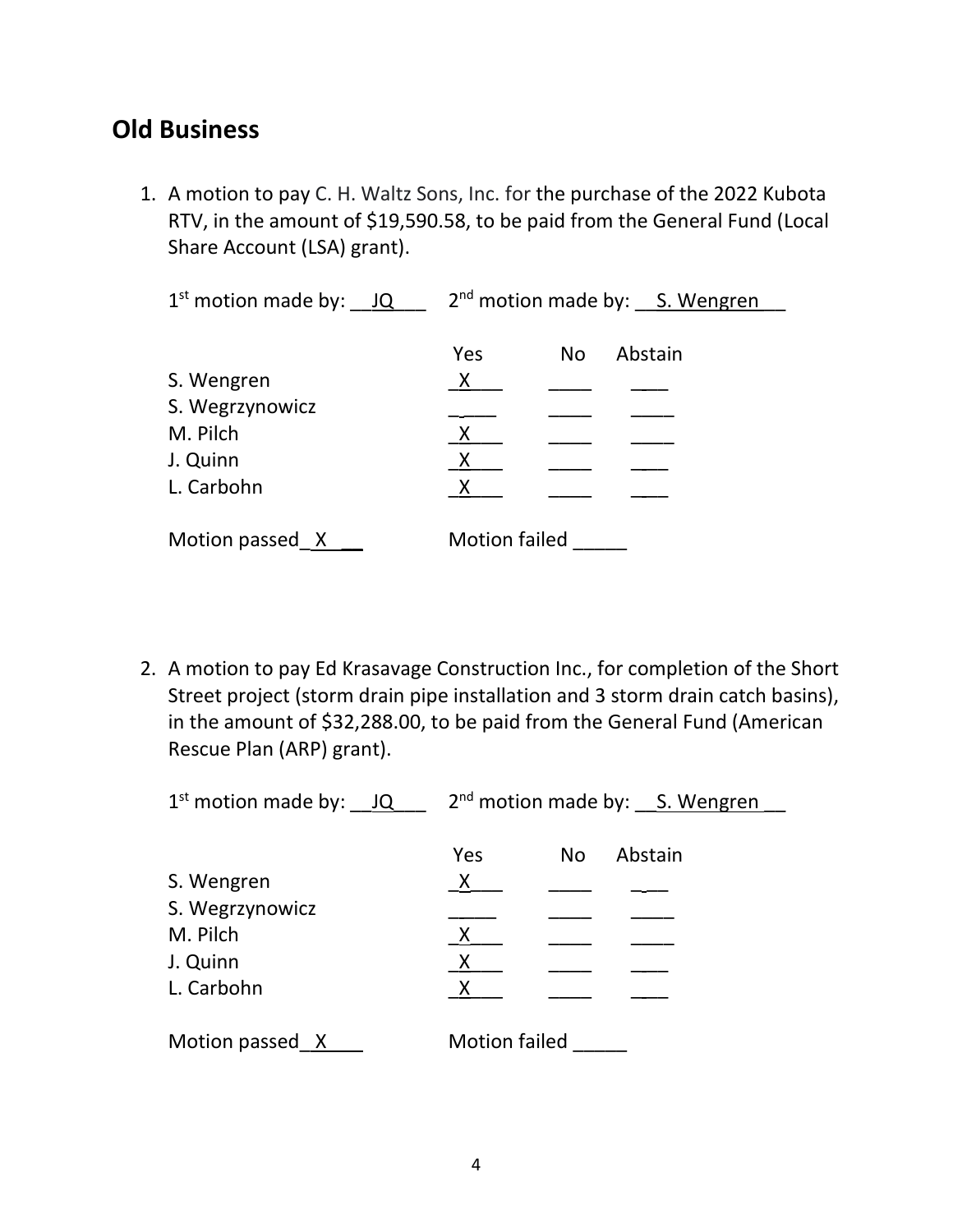## Old Business

1. A motion to pay C. H. Waltz Sons, Inc. for the purchase of the 2022 Kubota RTV, in the amount of $19,590.58, to be paid from the General Fund (Local Share Account (LSA) grant).

   1st motion made by: JQ    2nd motion made by: S. Wengren

   | | Yes | No | Abstain |
   |---|---|---|---|
   | S. Wengren | X | | |
   | S. Wegrzynowicz | | | |
   | M. Pilch | X | | |
   | J. Quinn | X | | |
   | L. Carbohn | X | | |

   Motion passed X    Motion failed ____

2. A motion to pay Ed Krasavage Construction Inc., for completion of the Short Street project (storm drain pipe installation and 3 storm drain catch basins), in the amount of $32,288.00, to be paid from the General Fund (American Rescue Plan (ARP) grant).

   1st motion made by: JQ    2nd motion made by: S. Wengren

   | | Yes | No | Abstain |
   |---|---|---|---|
   | S. Wengren | X | | |
   | S. Wegrzynowicz | | | |
   | M. Pilch | X | | |
   | J. Quinn | X | | |
   | L. Carbohn | X | | |

   Motion passed X    Motion failed ____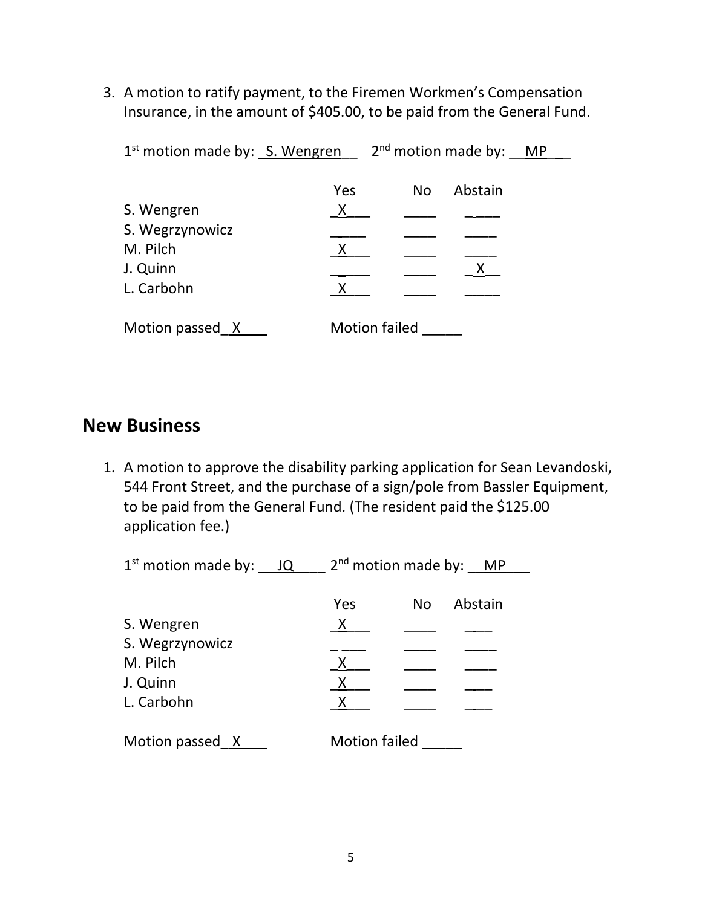3. A motion to ratify payment, to the Firemen Workmen's Compensation Insurance, in the amount of $405.00, to be paid from the General Fund.

   1st motion made by: S. Wengren   2nd motion made by: MP

| | Yes | No | Abstain |
|---|---|---|---|
| S. Wengren | X | | |
| S. Wegrzynowicz | | | |
| M. Pilch | X | | |
| J. Quinn | | | X |
| L. Carbohn | X | | |

   Motion passed X   Motion failed ____

## New Business

1. A motion to approve the disability parking application for Sean Levandoski, 544 Front Street, and the purchase of a sign/pole from Bassler Equipment, to be paid from the General Fund. (The resident paid the $125.00 application fee.)

   1st motion made by: JQ   2nd motion made by: MP

| | Yes | No | Abstain |
|---|---|---|---|
| S. Wengren | X | | |
| S. Wegrzynowicz | | | |
| M. Pilch | X | | |
| J. Quinn | X | | |
| L. Carbohn | X | | |

   Motion passed X   Motion failed ____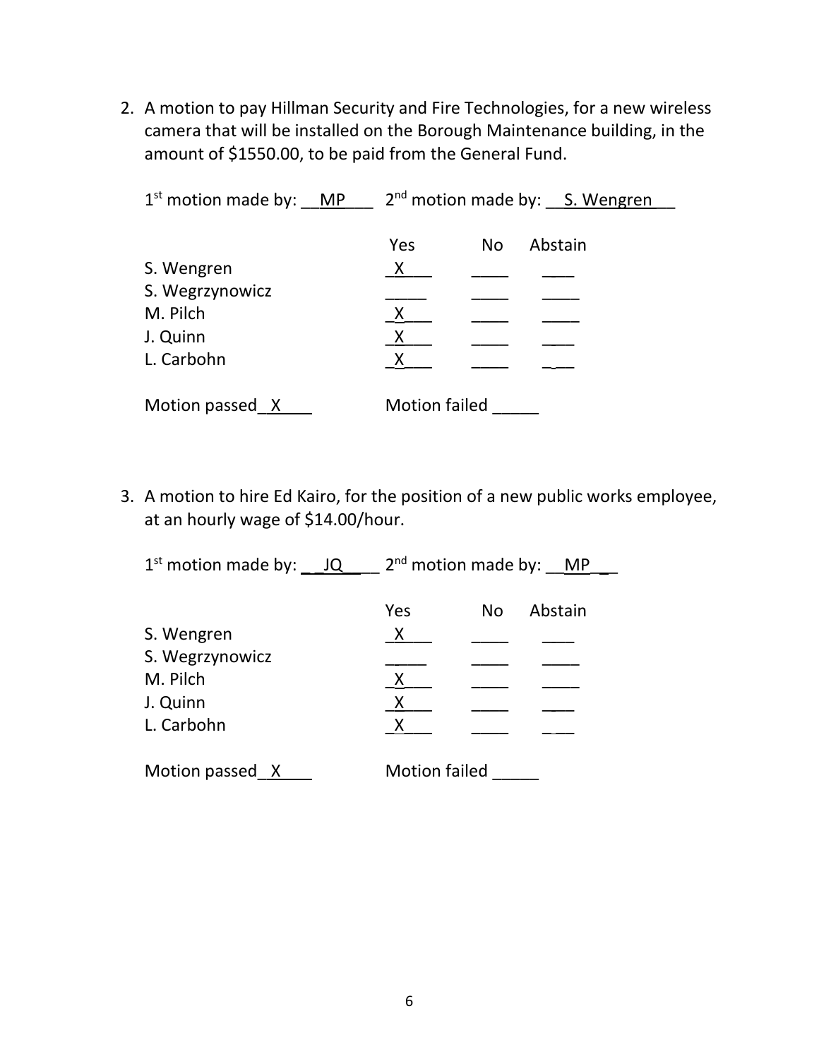2. A motion to pay Hillman Security and Fire Technologies, for a new wireless camera that will be installed on the Borough Maintenance building, in the amount of $1550.00, to be paid from the General Fund.

   1st motion made by: MP 2nd motion made by: S. Wengren

   | | Yes | No | Abstain |
   |---|---|---|---|
   | S. Wengren | X | | |
   | S. Wegrzynowicz | | | |
   | M. Pilch | X | | |
   | J. Quinn | X | | |
   | L. Carbohn | X | | |

   Motion passed X Motion failed _____

3. A motion to hire Ed Kairo, for the position of a new public works employee, at an hourly wage of $14.00/hour.

   1st motion made by: JQ 2nd motion made by: MP

   | | Yes | No | Abstain |
   |---|---|---|---|
   | S. Wengren | X | | |
   | S. Wegrzynowicz | | | |
   | M. Pilch | X | | |
   | J. Quinn | X | | |
   | L. Carbohn | X | | |

   Motion passed X Motion failed _____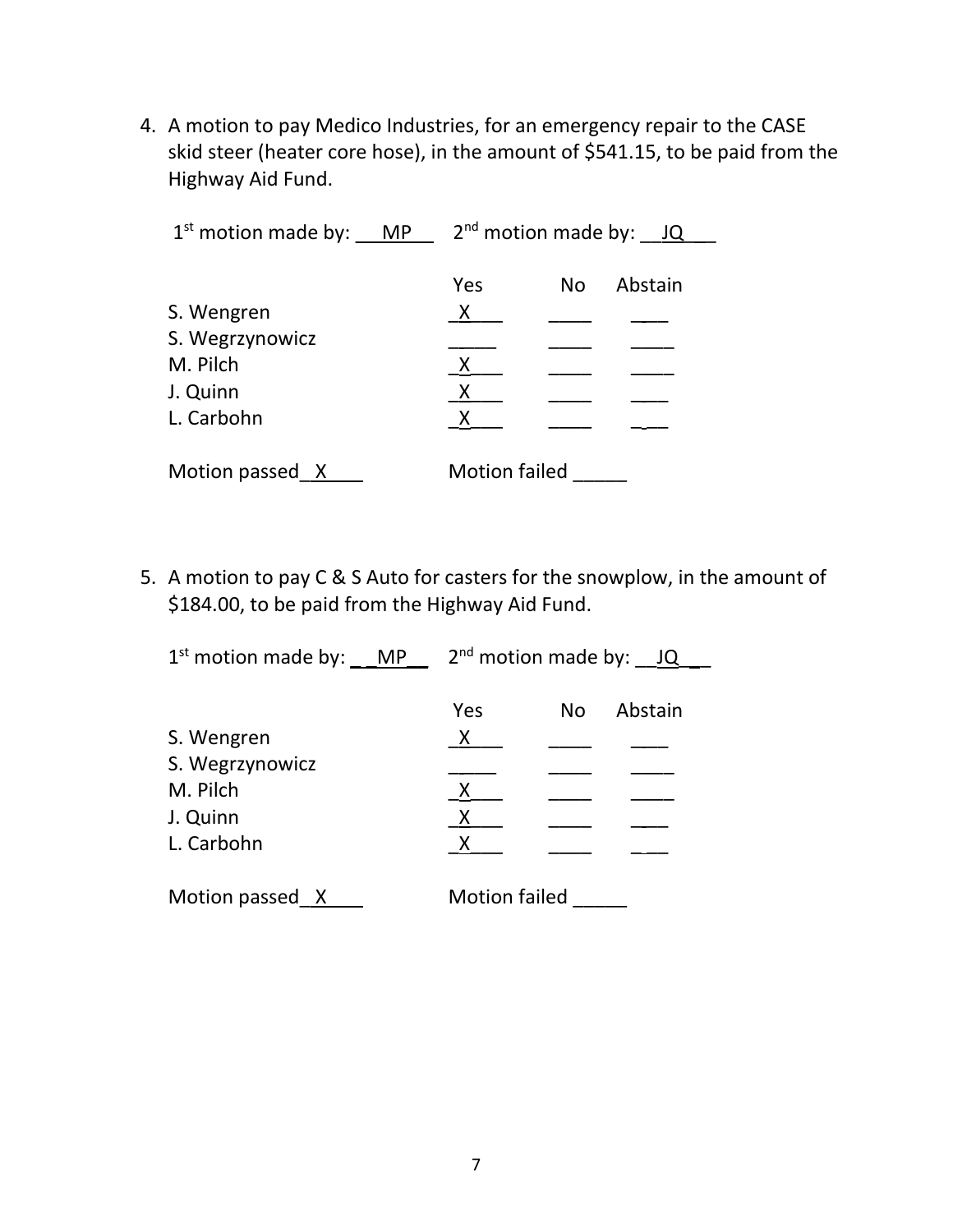4. A motion to pay Medico Industries, for an emergency repair to the CASE skid steer (heater core hose), in the amount of $541.15, to be paid from the Highway Aid Fund.

1st motion made by: MP 2nd motion made by: JQ

| | Yes | No | Abstain |
|---|---|---|---|
| S. Wengren | X | | |
| S. Wegrzynowicz | | | |
| M. Pilch | X | | |
| J. Quinn | X | | |
| L. Carbohn | X | | |

Motion passed X Motion failed \_\_\_\_\_

5. A motion to pay C & S Auto for casters for the snowplow, in the amount of $184.00, to be paid from the Highway Aid Fund.

1st motion made by: MP 2nd motion made by: JQ

| | Yes | No | Abstain |
|---|---|---|---|
| S. Wengren | X | | |
| S. Wegrzynowicz | | | |
| M. Pilch | X | | |
| J. Quinn | X | | |
| L. Carbohn | X | | |

Motion passed X Motion failed \_\_\_\_\_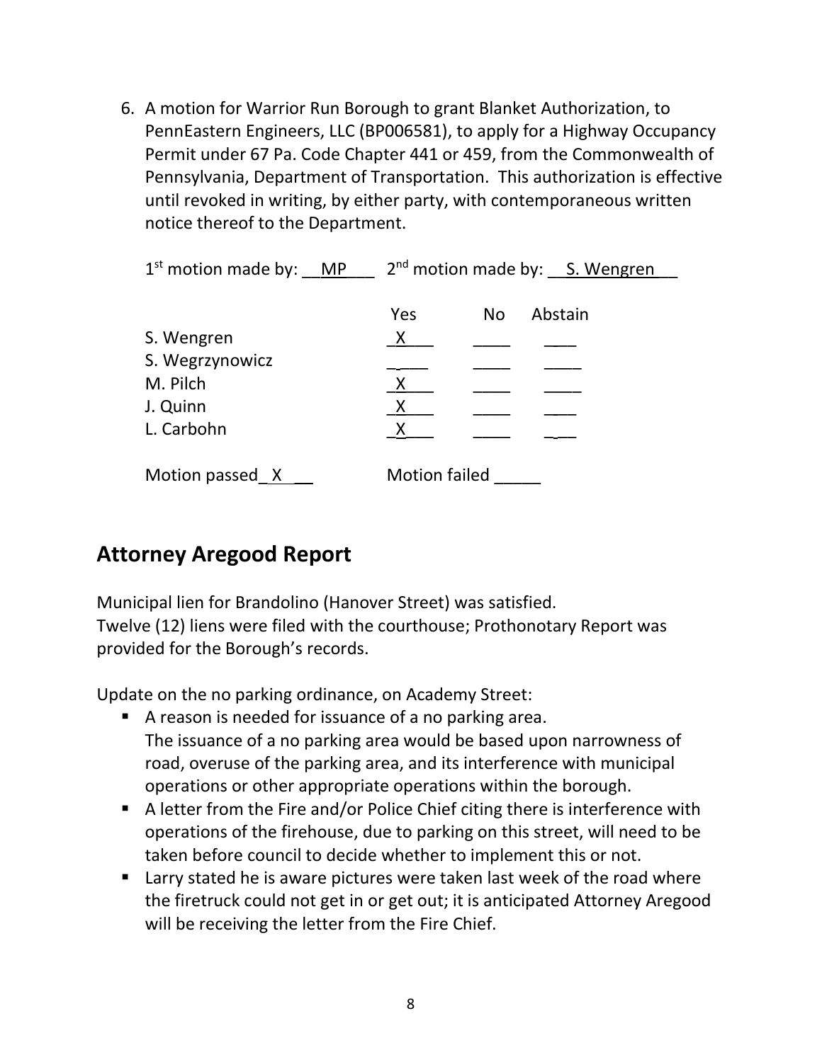6. A motion for Warrior Run Borough to grant Blanket Authorization, to PennEastern Engineers, LLC (BP006581), to apply for a Highway Occupancy Permit under 67 Pa. Code Chapter 441 or 459, from the Commonwealth of Pennsylvania, Department of Transportation. This authorization is effective until revoked in writing, by either party, with contemporaneous written notice thereof to the Department.

1st motion made by: MP 2nd motion made by: S. Wengren

| | Yes | No | Abstain |
|---|---|---|---|
| S. Wengren | X | | |
| S. Wegrzynowicz | | | |
| M. Pilch | X | | |
| J. Quinn | X | | |
| L. Carbohn | X | | |

Motion passed X Motion failed ____

## Attorney Aregood Report

Municipal lien for Brandolino (Hanover Street) was satisfied.
Twelve (12) liens were filed with the courthouse; Prothonotary Report was provided for the Borough's records.

Update on the no parking ordinance, on Academy Street:

- A reason is needed for issuance of a no parking area.
  The issuance of a no parking area would be based upon narrowness of road, overuse of the parking area, and its interference with municipal operations or other appropriate operations within the borough.
- A letter from the Fire and/or Police Chief citing there is interference with operations of the firehouse, due to parking on this street, will need to be taken before council to decide whether to implement this or not.
- Larry stated he is aware pictures were taken last week of the road where the firetruck could not get in or get out; it is anticipated Attorney Aregood will be receiving the letter from the Fire Chief.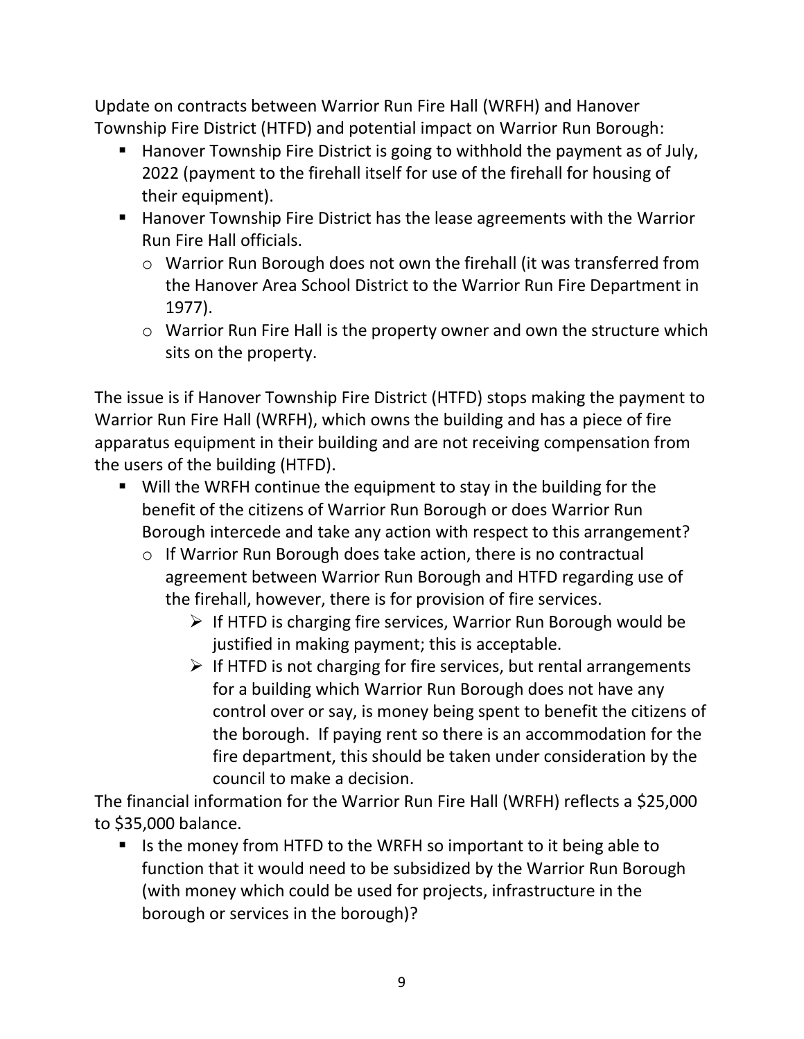Update on contracts between Warrior Run Fire Hall (WRFH) and Hanover Township Fire District (HTFD) and potential impact on Warrior Run Borough:

- Hanover Township Fire District is going to withhold the payment as of July, 2022 (payment to the firehall itself for use of the firehall for housing of their equipment).
- Hanover Township Fire District has the lease agreements with the Warrior Run Fire Hall officials.
  - Warrior Run Borough does not own the firehall (it was transferred from the Hanover Area School District to the Warrior Run Fire Department in 1977).
  - Warrior Run Fire Hall is the property owner and own the structure which sits on the property.

The issue is if Hanover Township Fire District (HTFD) stops making the payment to Warrior Run Fire Hall (WRFH), which owns the building and has a piece of fire apparatus equipment in their building and are not receiving compensation from the users of the building (HTFD).

- Will the WRFH continue the equipment to stay in the building for the benefit of the citizens of Warrior Run Borough or does Warrior Run Borough intercede and take any action with respect to this arrangement?
  - If Warrior Run Borough does take action, there is no contractual agreement between Warrior Run Borough and HTFD regarding use of the firehall, however, there is for provision of fire services.
    - If HTFD is charging fire services, Warrior Run Borough would be justified in making payment; this is acceptable.
    - If HTFD is not charging for fire services, but rental arrangements for a building which Warrior Run Borough does not have any control over or say, is money being spent to benefit the citizens of the borough. If paying rent so there is an accommodation for the fire department, this should be taken under consideration by the council to make a decision.

The financial information for the Warrior Run Fire Hall (WRFH) reflects a $25,000 to $35,000 balance.

- Is the money from HTFD to the WRFH so important to it being able to function that it would need to be subsidized by the Warrior Run Borough (with money which could be used for projects, infrastructure in the borough or services in the borough)?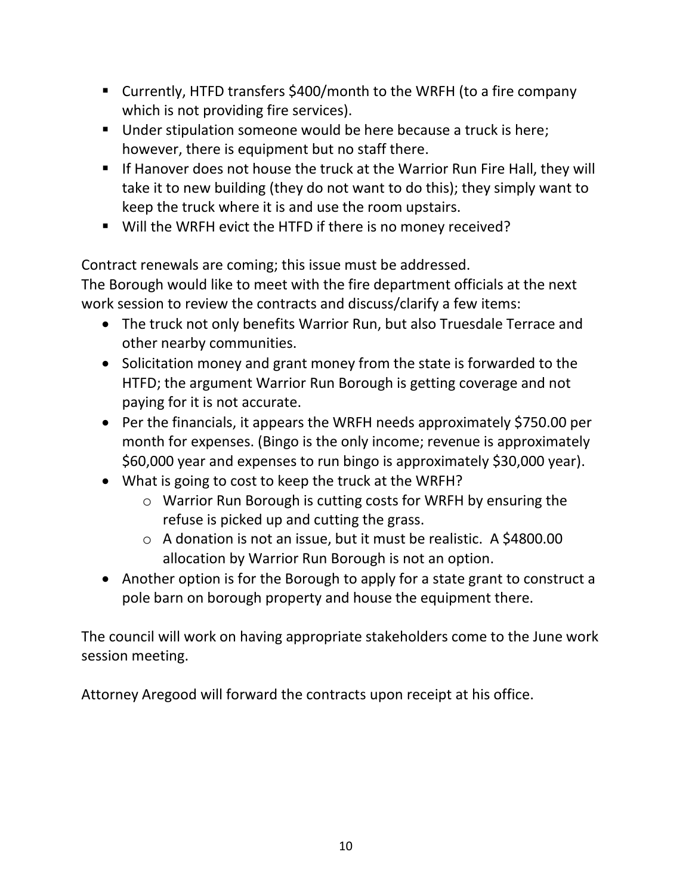- Currently, HTFD transfers $400/month to the WRFH (to a fire company which is not providing fire services).
- Under stipulation someone would be here because a truck is here; however, there is equipment but no staff there.
- If Hanover does not house the truck at the Warrior Run Fire Hall, they will take it to new building (they do not want to do this); they simply want to keep the truck where it is and use the room upstairs.
- Will the WRFH evict the HTFD if there is no money received?

Contract renewals are coming; this issue must be addressed.
The Borough would like to meet with the fire department officials at the next work session to review the contracts and discuss/clarify a few items:

- The truck not only benefits Warrior Run, but also Truesdale Terrace and other nearby communities.
- Solicitation money and grant money from the state is forwarded to the HTFD; the argument Warrior Run Borough is getting coverage and not paying for it is not accurate.
- Per the financials, it appears the WRFH needs approximately $750.00 per month for expenses. (Bingo is the only income; revenue is approximately $60,000 year and expenses to run bingo is approximately $30,000 year).
- What is going to cost to keep the truck at the WRFH?
  - Warrior Run Borough is cutting costs for WRFH by ensuring the refuse is picked up and cutting the grass.
  - A donation is not an issue, but it must be realistic. A $4800.00 allocation by Warrior Run Borough is not an option.
- Another option is for the Borough to apply for a state grant to construct a pole barn on borough property and house the equipment there.

The council will work on having appropriate stakeholders come to the June work session meeting.

Attorney Aregood will forward the contracts upon receipt at his office.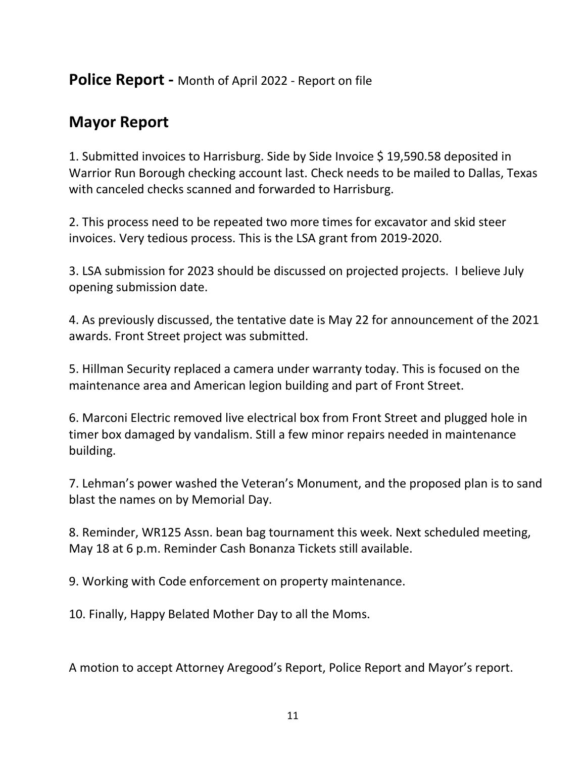## **Police Report -** Month of April 2022 - Report on file

## Mayor Report

1. Submitted invoices to Harrisburg. Side by Side Invoice $ 19,590.58 deposited in Warrior Run Borough checking account last. Check needs to be mailed to Dallas, Texas with canceled checks scanned and forwarded to Harrisburg.

2. This process need to be repeated two more times for excavator and skid steer invoices. Very tedious process. This is the LSA grant from 2019-2020.

3. LSA submission for 2023 should be discussed on projected projects. I believe July opening submission date.

4. As previously discussed, the tentative date is May 22 for announcement of the 2021 awards. Front Street project was submitted.

5. Hillman Security replaced a camera under warranty today. This is focused on the maintenance area and American legion building and part of Front Street.

6. Marconi Electric removed live electrical box from Front Street and plugged hole in timer box damaged by vandalism. Still a few minor repairs needed in maintenance building.

7. Lehman's power washed the Veteran's Monument, and the proposed plan is to sand blast the names on by Memorial Day.

8. Reminder, WR125 Assn. bean bag tournament this week. Next scheduled meeting, May 18 at 6 p.m. Reminder Cash Bonanza Tickets still available.

9. Working with Code enforcement on property maintenance.

10. Finally, Happy Belated Mother Day to all the Moms.

A motion to accept Attorney Aregood's Report, Police Report and Mayor's report.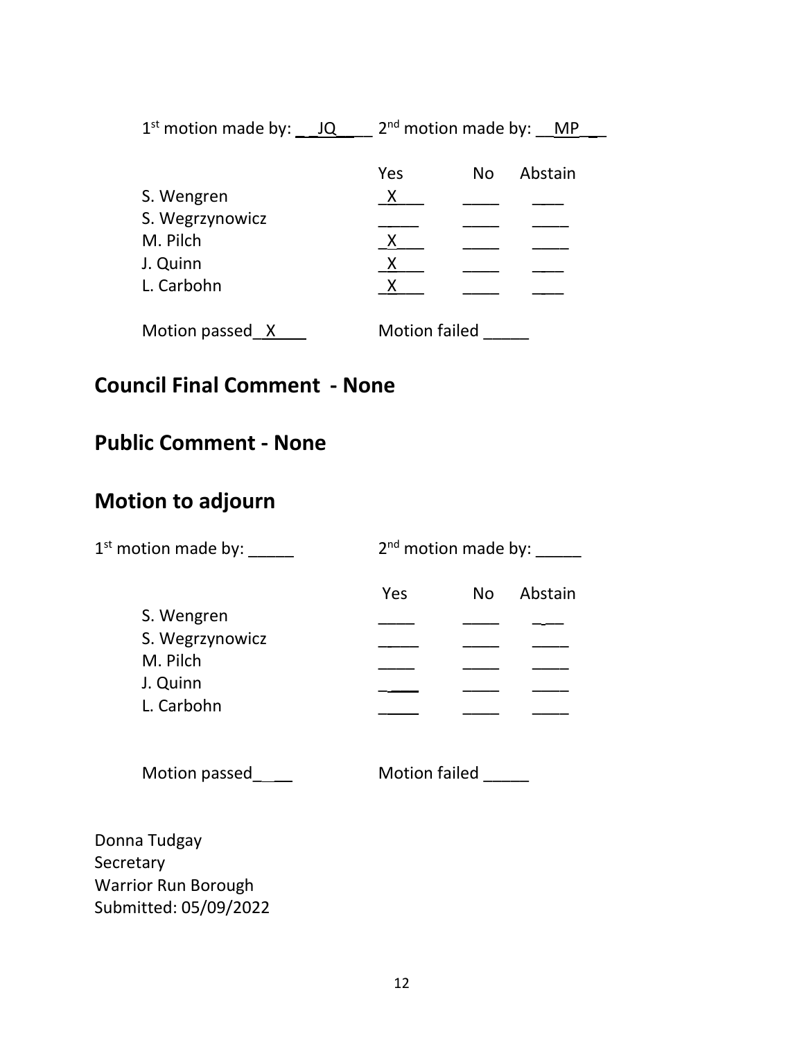1st motion made by: JQ 2nd motion made by: MP

| | Yes | No | Abstain |
|---|---|---|---|
| S. Wengren | X | | |
| S. Wegrzynowicz | | | |
| M. Pilch | X | | |
| J. Quinn | X | | |
| L. Carbohn | X | | |

Motion passed X Motion failed _____

## Council Final Comment - None

## Public Comment - None

## Motion to adjourn

1st motion made by: _____ 2nd motion made by: _____

| | Yes | No | Abstain |
|---|---|---|---|
| S. Wengren | | | |
| S. Wegrzynowicz | | | |
| M. Pilch | | | |
| J. Quinn | | | |
| L. Carbohn | | | |

Motion passed___ Motion failed _____

Donna Tudgay
Secretary
Warrior Run Borough
Submitted: 05/09/2022